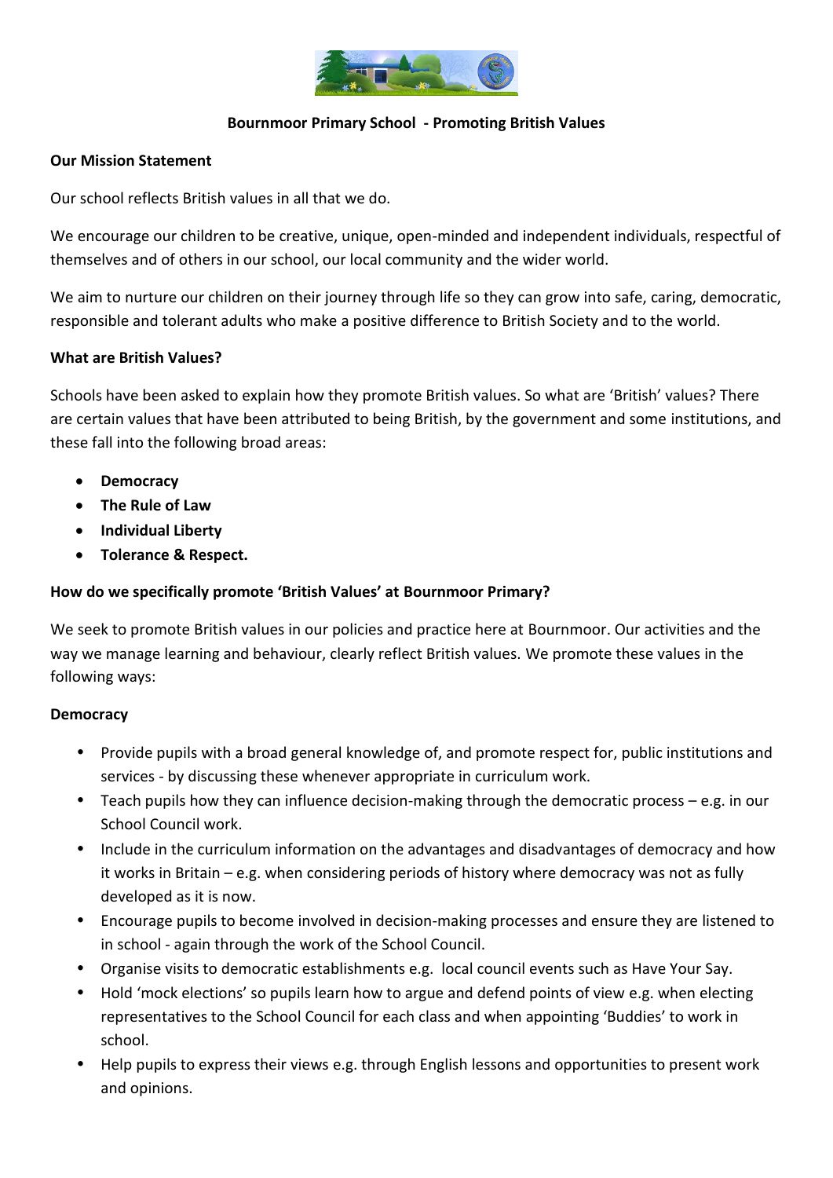# Bournmoor Primary School - Promoting British Values

**Our Mission Statement**

Our school reflects British values in all that we do.

We encourage our children to be creative, unique, open-minded and independent individuals, respectful of themselves and of others in our school, our local community and the wider world.

We aim to nurture our children on their journey through life so they can grow into safe, caring, democratic, responsible and tolerant adults who make a positive difference to British Society and to the world.

**What are British Values?**

Schools have been asked to explain how they promote British values. So what are 'British' values? There are certain values that have been attributed to being British, by the government and some institutions, and these fall into the following broad areas:

- **Democracy**
- **The Rule of Law**
- **Individual Liberty**
- **Tolerance & Respect.**

**How do we specifically promote 'British Values' at Bournmoor Primary?**

We seek to promote British values in our policies and practice here at Bournmoor. Our activities and the way we manage learning and behaviour, clearly reflect British values. We promote these values in the following ways:

**Democracy**

- Provide pupils with a broad general knowledge of, and promote respect for, public institutions and services - by discussing these whenever appropriate in curriculum work.
- Teach pupils how they can influence decision-making through the democratic process – e.g. in our School Council work.
- Include in the curriculum information on the advantages and disadvantages of democracy and how it works in Britain – e.g. when considering periods of history where democracy was not as fully developed as it is now.
- Encourage pupils to become involved in decision-making processes and ensure they are listened to in school - again through the work of the School Council.
- Organise visits to democratic establishments e.g. local council events such as Have Your Say.
- Hold 'mock elections' so pupils learn how to argue and defend points of view e.g. when electing representatives to the School Council for each class and when appointing 'Buddies' to work in school.
- Help pupils to express their views e.g. through English lessons and opportunities to present work and opinions.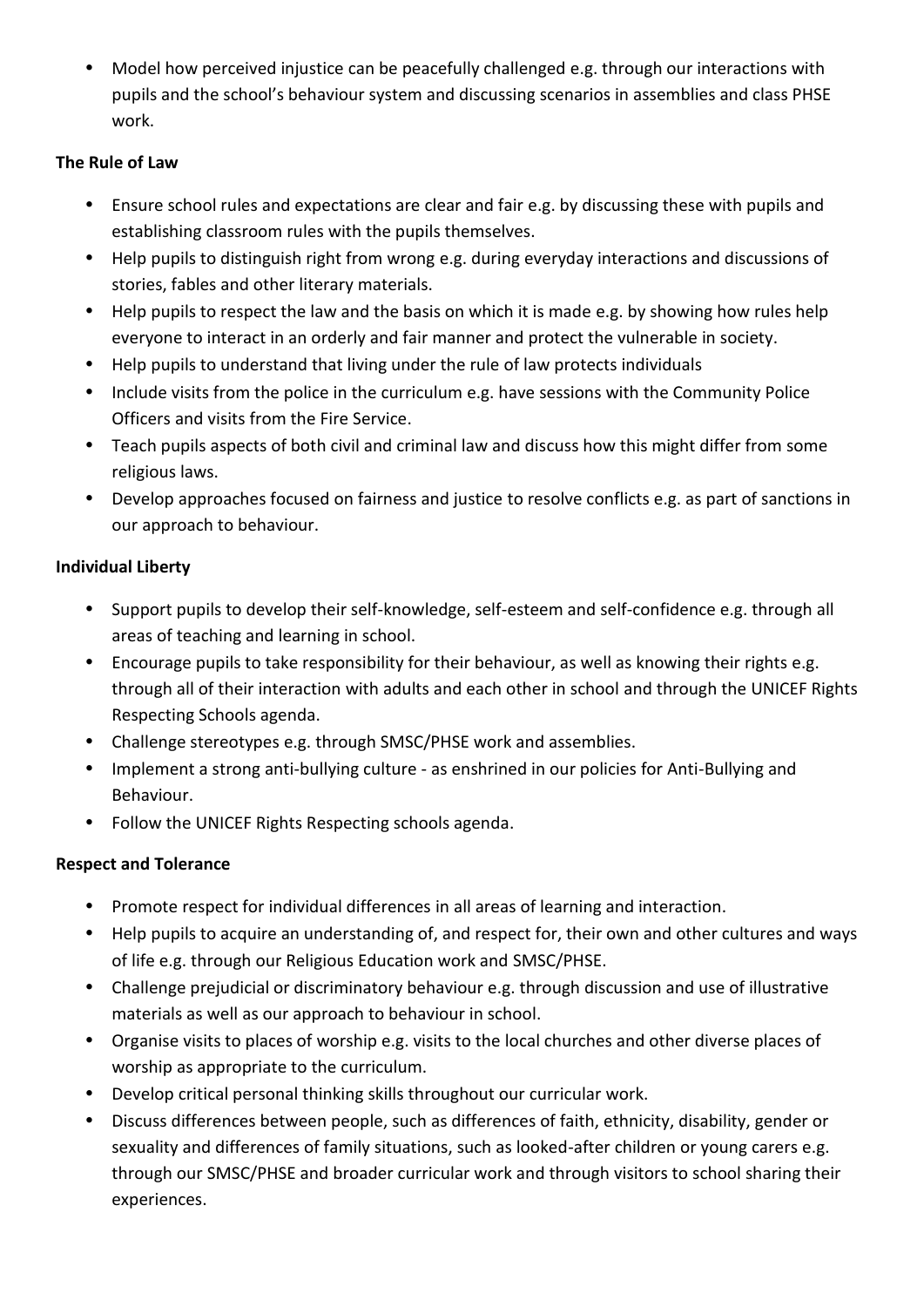- Model how perceived injustice can be peacefully challenged e.g. through our interactions with pupils and the school's behaviour system and discussing scenarios in assemblies and class PHSE work.

**The Rule of Law**

- Ensure school rules and expectations are clear and fair e.g. by discussing these with pupils and establishing classroom rules with the pupils themselves.
- Help pupils to distinguish right from wrong e.g. during everyday interactions and discussions of stories, fables and other literary materials.
- Help pupils to respect the law and the basis on which it is made e.g. by showing how rules help everyone to interact in an orderly and fair manner and protect the vulnerable in society.
- Help pupils to understand that living under the rule of law protects individuals
- Include visits from the police in the curriculum e.g. have sessions with the Community Police Officers and visits from the Fire Service.
- Teach pupils aspects of both civil and criminal law and discuss how this might differ from some religious laws.
- Develop approaches focused on fairness and justice to resolve conflicts e.g. as part of sanctions in our approach to behaviour.

**Individual Liberty**

- Support pupils to develop their self-knowledge, self-esteem and self-confidence e.g. through all areas of teaching and learning in school.
- Encourage pupils to take responsibility for their behaviour, as well as knowing their rights e.g. through all of their interaction with adults and each other in school and through the UNICEF Rights Respecting Schools agenda.
- Challenge stereotypes e.g. through SMSC/PHSE work and assemblies.
- Implement a strong anti-bullying culture - as enshrined in our policies for Anti-Bullying and Behaviour.
- Follow the UNICEF Rights Respecting schools agenda.

**Respect and Tolerance**

- Promote respect for individual differences in all areas of learning and interaction.
- Help pupils to acquire an understanding of, and respect for, their own and other cultures and ways of life e.g. through our Religious Education work and SMSC/PHSE.
- Challenge prejudicial or discriminatory behaviour e.g. through discussion and use of illustrative materials as well as our approach to behaviour in school.
- Organise visits to places of worship e.g. visits to the local churches and other diverse places of worship as appropriate to the curriculum.
- Develop critical personal thinking skills throughout our curricular work.
- Discuss differences between people, such as differences of faith, ethnicity, disability, gender or sexuality and differences of family situations, such as looked-after children or young carers e.g. through our SMSC/PHSE and broader curricular work and through visitors to school sharing their experiences.